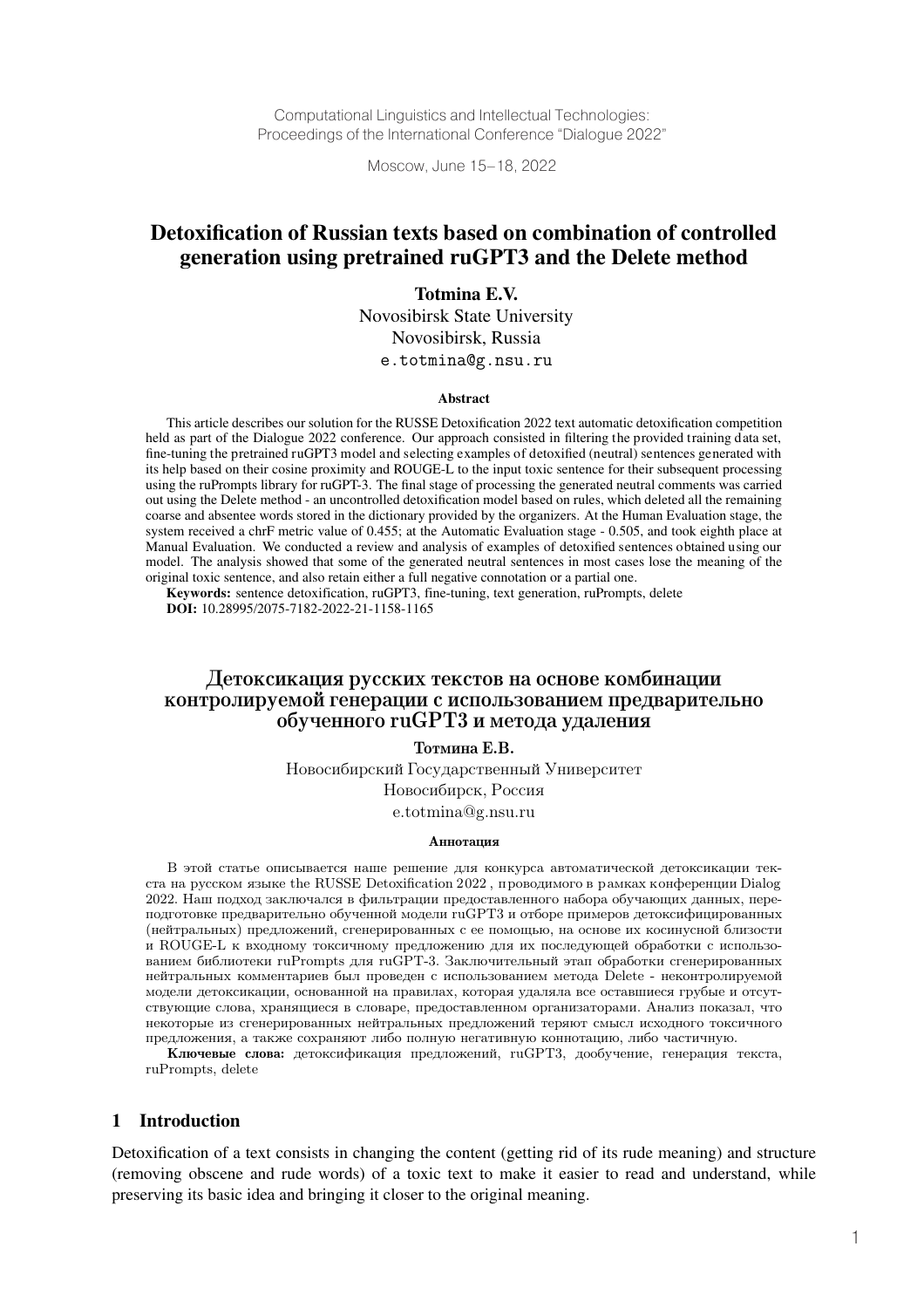Computational Linguistics and Intellectual Technologies:
Proceedings of the International Conference "Dialogue 2022"

Moscow, June 15–18, 2022

# Detoxification of Russian texts based on combination of controlled generation using pretrained ruGPT3 and the Delete method

**Totmina E.V.**
Novosibirsk State University
Novosibirsk, Russia
e.totmina@g.nsu.ru

### Abstract

This article describes our solution for the RUSSE Detoxification 2022 text automatic detoxification competition held as part of the Dialogue 2022 conference. Our approach consisted in filtering the provided training data set, fine-tuning the pretrained ruGPT3 model and selecting examples of detoxified (neutral) sentences generated with its help based on their cosine proximity and ROUGE-L to the input toxic sentence for their subsequent processing using the ruPrompts library for ruGPT-3. The final stage of processing the generated neutral comments was carried out using the Delete method - an uncontrolled detoxification model based on rules, which deleted all the remaining coarse and absentee words stored in the dictionary provided by the organizers. At the Human Evaluation stage, the system received a chrF metric value of 0.455; at the Automatic Evaluation stage - 0.505, and took eighth place at Manual Evaluation. We conducted a review and analysis of examples of detoxified sentences obtained using our model. The analysis showed that some of the generated neutral sentences in most cases lose the meaning of the original toxic sentence, and also retain either a full negative connotation or a partial one.

**Keywords:** sentence detoxification, ruGPT3, fine-tuning, text generation, ruPrompts, delete
**DOI:** 10.28995/2075-7182-2022-21-1158-1165

# Детоксикация русских текстов на основе комбинации контролируемой генерации с использованием предварительно обученного ruGPT3 и метода удаления

**Тотмина Е.В.**
Новосибирский Государственный Университет
Новосибирск, Россия
e.totmina@g.nsu.ru

### Аннотация

В этой статье описывается наше решение для конкурса автоматической детоксикации текста на русском языке the RUSSE Detoxification 2022 , проводимого в рамках конференции Dialog 2022. Наш подход заключался в фильтрации предоставленного набора обучающих данных, переподготовке предварительно обученной модели ruGPT3 и отборе примеров детоксифицированных (нейтральных) предложений, сгенерированных с ее помощью, на основе их косинусной близости и ROUGE-L к входному токсичному предложению для их последующей обработки с использованием библиотеки ruPrompts для ruGPT-3. Заключительный этап обработки сгенерированных нейтральных комментариев был проведен с использованием метода Delete - неконтролируемой модели детоксикации, основанной на правилах, которая удаляла все оставшиеся грубые и отсутствующие слова, хранящиеся в словаре, предоставленном организаторами. Анализ показал, что некоторые из сгенерированных нейтральных предложений теряют смысл исходного токсичного предложения, а также сохраняют либо полную негативную коннотацию, либо частичную.

**Ключевые слова:** детоксификация предложений, ruGPT3, дообучение, генерация текста, ruPrompts, delete

## 1 Introduction

Detoxification of a text consists in changing the content (getting rid of its rude meaning) and structure (removing obscene and rude words) of a toxic text to make it easier to read and understand, while preserving its basic idea and bringing it closer to the original meaning.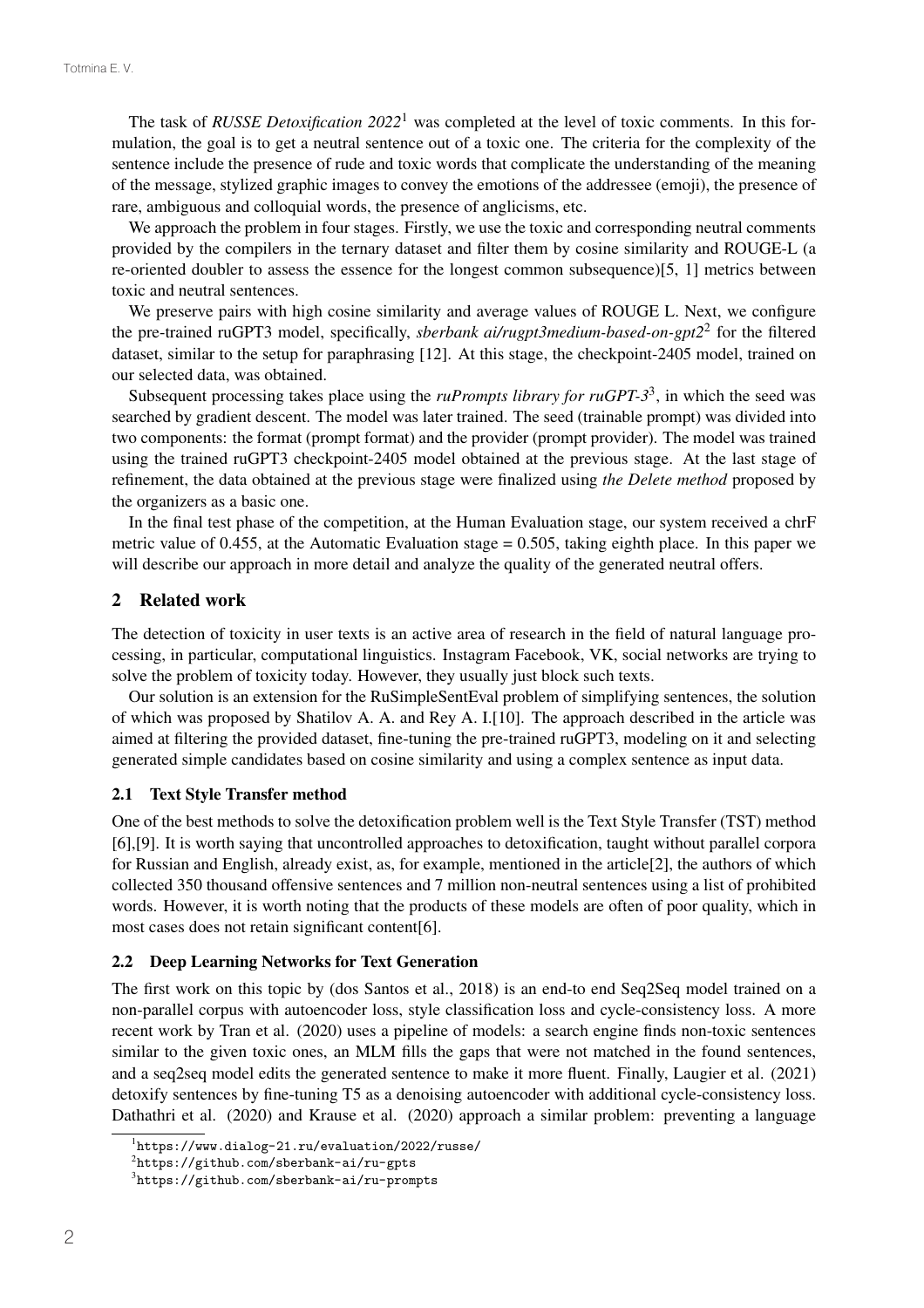The task of *RUSSE Detoxification 2022*[1] was completed at the level of toxic comments. In this formulation, the goal is to get a neutral sentence out of a toxic one. The criteria for the complexity of the sentence include the presence of rude and toxic words that complicate the understanding of the meaning of the message, stylized graphic images to convey the emotions of the addressee (emoji), the presence of rare, ambiguous and colloquial words, the presence of anglicisms, etc.

We approach the problem in four stages. Firstly, we use the toxic and corresponding neutral comments provided by the compilers in the ternary dataset and filter them by cosine similarity and ROUGE-L (a re-oriented doubler to assess the essence for the longest common subsequence)[5, 1] metrics between toxic and neutral sentences.

We preserve pairs with high cosine similarity and average values of ROUGE L. Next, we configure the pre-trained ruGPT3 model, specifically, *sberbank ai/rugpt3medium-based-on-gpt2*[2] for the filtered dataset, similar to the setup for paraphrasing [12]. At this stage, the checkpoint-2405 model, trained on our selected data, was obtained.

Subsequent processing takes place using the *ruPrompts library for ruGPT-3*[3], in which the seed was searched by gradient descent. The model was later trained. The seed (trainable prompt) was divided into two components: the format (prompt format) and the provider (prompt provider). The model was trained using the trained ruGPT3 checkpoint-2405 model obtained at the previous stage. At the last stage of refinement, the data obtained at the previous stage were finalized using *the Delete method* proposed by the organizers as a basic one.

In the final test phase of the competition, at the Human Evaluation stage, our system received a chrF metric value of 0.455, at the Automatic Evaluation stage = 0.505, taking eighth place. In this paper we will describe our approach in more detail and analyze the quality of the generated neutral offers.

## 2 Related work

The detection of toxicity in user texts is an active area of research in the field of natural language processing, in particular, computational linguistics. Instagram Facebook, VK, social networks are trying to solve the problem of toxicity today. However, they usually just block such texts.

Our solution is an extension for the RuSimpleSentEval problem of simplifying sentences, the solution of which was proposed by Shatilov A. A. and Rey A. I.[10]. The approach described in the article was aimed at filtering the provided dataset, fine-tuning the pre-trained ruGPT3, modeling on it and selecting generated simple candidates based on cosine similarity and using a complex sentence as input data.

### 2.1 Text Style Transfer method

One of the best methods to solve the detoxification problem well is the Text Style Transfer (TST) method [6],[9]. It is worth saying that uncontrolled approaches to detoxification, taught without parallel corpora for Russian and English, already exist, as, for example, mentioned in the article[2], the authors of which collected 350 thousand offensive sentences and 7 million non-neutral sentences using a list of prohibited words. However, it is worth noting that the products of these models are often of poor quality, which in most cases does not retain significant content[6].

### 2.2 Deep Learning Networks for Text Generation

The first work on this topic by (dos Santos et al., 2018) is an end-to end Seq2Seq model trained on a non-parallel corpus with autoencoder loss, style classification loss and cycle-consistency loss. A more recent work by Tran et al. (2020) uses a pipeline of models: a search engine finds non-toxic sentences similar to the given toxic ones, an MLM fills the gaps that were not matched in the found sentences, and a seq2seq model edits the generated sentence to make it more fluent. Finally, Laugier et al. (2021) detoxify sentences by fine-tuning T5 as a denoising autoencoder with additional cycle-consistency loss. Dathathri et al. (2020) and Krause et al. (2020) approach a similar problem: preventing a language

[1] https://www.dialog-21.ru/evaluation/2022/russe/

[2] https://github.com/sberbank-ai/ru-gpts

[3] https://github.com/sberbank-ai/ru-prompts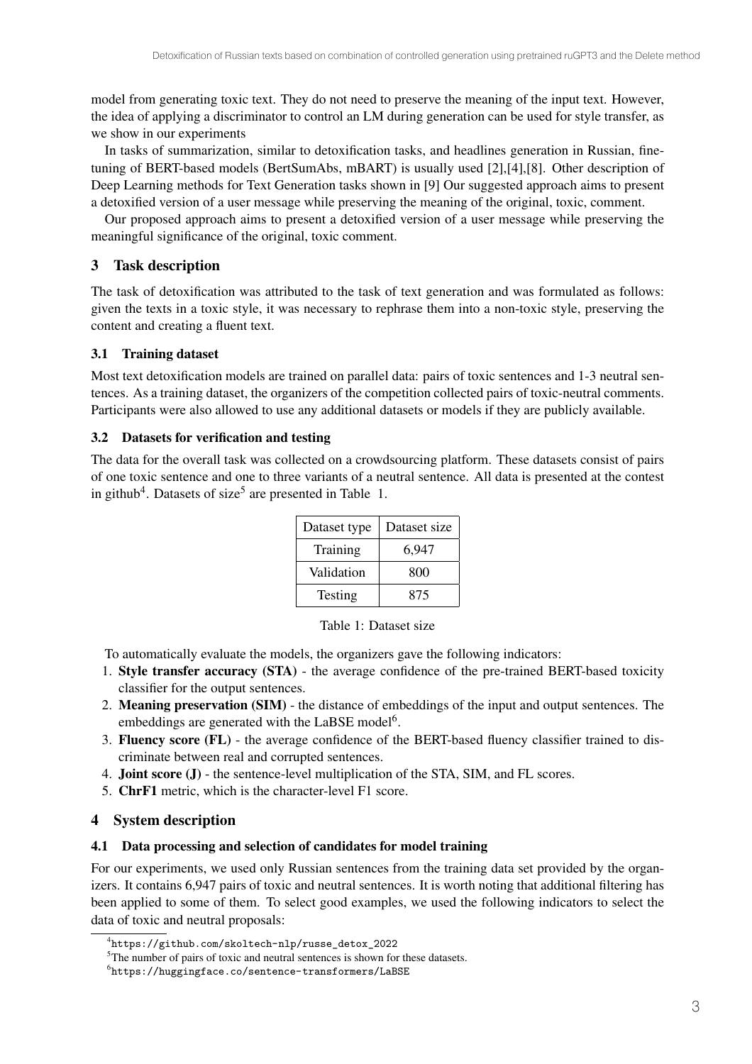model from generating toxic text. They do not need to preserve the meaning of the input text. However, the idea of applying a discriminator to control an LM during generation can be used for style transfer, as we show in our experiments

In tasks of summarization, similar to detoxification tasks, and headlines generation in Russian, fine-tuning of BERT-based models (BertSumAbs, mBART) is usually used [2],[4],[8]. Other description of Deep Learning methods for Text Generation tasks shown in [9] Our suggested approach aims to present a detoxified version of a user message while preserving the meaning of the original, toxic, comment.

Our proposed approach aims to present a detoxified version of a user message while preserving the meaningful significance of the original, toxic comment.

## 3 Task description

The task of detoxification was attributed to the task of text generation and was formulated as follows: given the texts in a toxic style, it was necessary to rephrase them into a non-toxic style, preserving the content and creating a fluent text.

### 3.1 Training dataset

Most text detoxification models are trained on parallel data: pairs of toxic sentences and 1-3 neutral sentences. As a training dataset, the organizers of the competition collected pairs of toxic-neutral comments. Participants were also allowed to use any additional datasets or models if they are publicly available.

### 3.2 Datasets for verification and testing

The data for the overall task was collected on a crowdsourcing platform. These datasets consist of pairs of one toxic sentence and one to three variants of a neutral sentence. All data is presented at the contest in github[4]. Datasets of size[5] are presented in Table 1.

| Dataset type | Dataset size |
|---|---|
| Training | 6,947 |
| Validation | 800 |
| Testing | 875 |

Table 1: Dataset size

To automatically evaluate the models, the organizers gave the following indicators:

1. **Style transfer accuracy (STA)** - the average confidence of the pre-trained BERT-based toxicity classifier for the output sentences.
2. **Meaning preservation (SIM)** - the distance of embeddings of the input and output sentences. The embeddings are generated with the LaBSE model[6].
3. **Fluency score (FL)** - the average confidence of the BERT-based fluency classifier trained to discriminate between real and corrupted sentences.
4. **Joint score (J)** - the sentence-level multiplication of the STA, SIM, and FL scores.
5. **ChrF1** metric, which is the character-level F1 score.

## 4 System description

### 4.1 Data processing and selection of candidates for model training

For our experiments, we used only Russian sentences from the training data set provided by the organizers. It contains 6,947 pairs of toxic and neutral sentences. It is worth noting that additional filtering has been applied to some of them. To select good examples, we used the following indicators to select the data of toxic and neutral proposals:

[4] https://github.com/skoltech-nlp/russe_detox_2022

[5] The number of pairs of toxic and neutral sentences is shown for these datasets.

[6] https://huggingface.co/sentence-transformers/LaBSE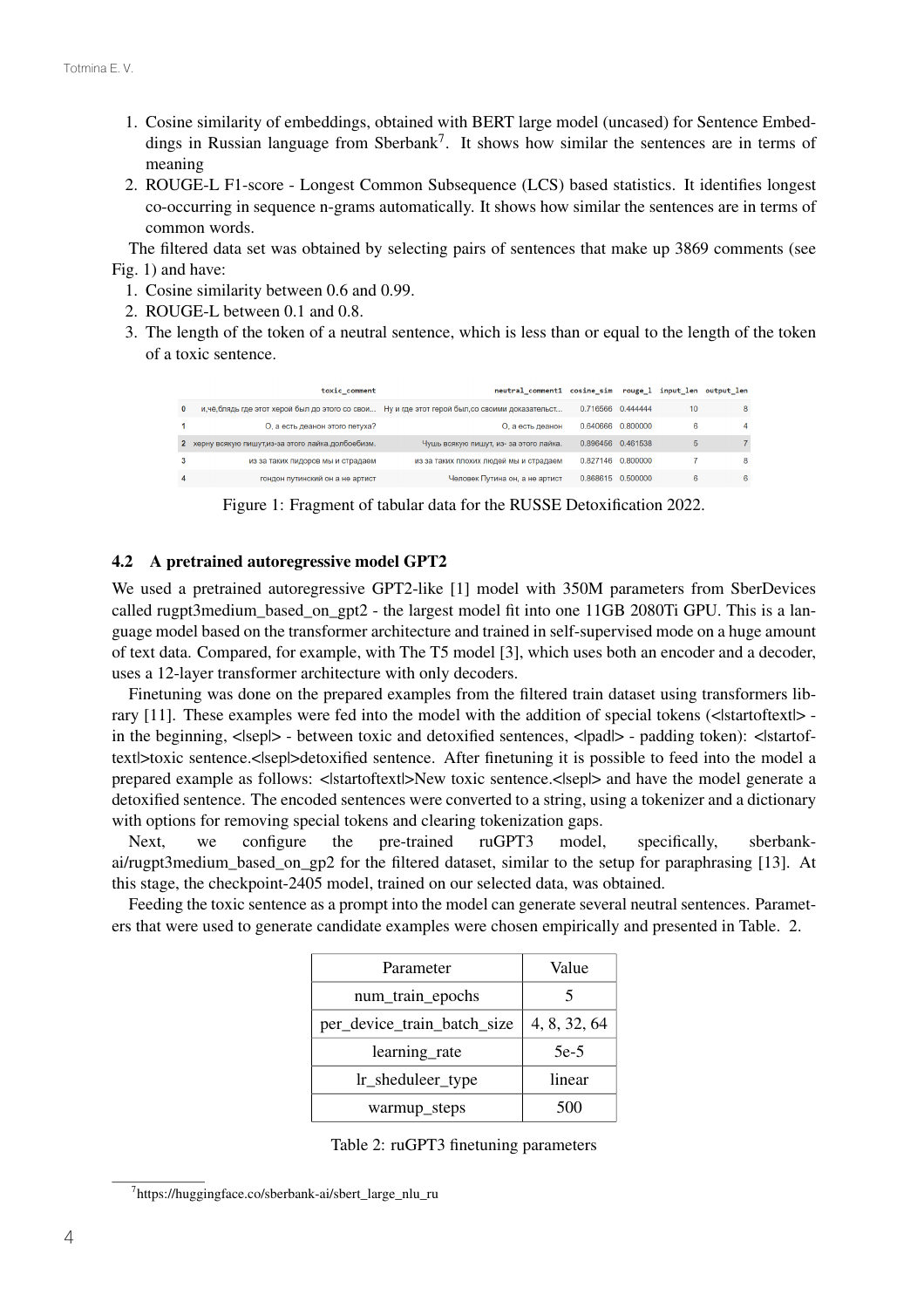1. Cosine similarity of embeddings, obtained with BERT large model (uncased) for Sentence Embeddings in Russian language from Sberbank[7]. It shows how similar the sentences are in terms of meaning
2. ROUGE-L F1-score - Longest Common Subsequence (LCS) based statistics. It identifies longest co-occurring in sequence n-grams automatically. It shows how similar the sentences are in terms of common words.

The filtered data set was obtained by selecting pairs of sentences that make up 3869 comments (see Fig. 1) and have:

1. Cosine similarity between 0.6 and 0.99.
2. ROUGE-L between 0.1 and 0.8.
3. The length of the token of a neutral sentence, which is less than or equal to the length of the token of a toxic sentence.

| | toxic_comment | neutral_comment1 | cosine_sim | rouge_l | input_len | output_len |
|---|---|---|---|---|---|---|
| 0 | и,чё,блядь где этот херой был до этого со свои... | Ну и где этот герой был,со своими доказательст... | 0.716566 | 0.444444 | 10 | 8 |
| 1 | О, а есть деанон этого петуха? | О, а есть деанон | 0.640666 | 0.800000 | 6 | 4 |
| 2 | херну всякую пишут,из-за этого лайка,долбоебизм. | Чушь всякую пишут, из- за этого лайка. | 0.896456 | 0.461538 | 5 | 7 |
| 3 | из за таких пидоров мы и страдаем | из за таких плохих людей мы и страдаем | 0.827146 | 0.800000 | 7 | 8 |
| 4 | гондон путинский он а не артист | Человек Путина он, а не артист | 0.868615 | 0.500000 | 6 | 6 |

Figure 1: Fragment of tabular data for the RUSSE Detoxification 2022.

### 4.2 A pretrained autoregressive model GPT2

We used a pretrained autoregressive GPT2-like [1] model with 350M parameters from SberDevices called rugpt3medium_based_on_gpt2 - the largest model fit into one 11GB 2080Ti GPU. This is a language model based on the transformer architecture and trained in self-supervised mode on a huge amount of text data. Compared, for example, with The T5 model [3], which uses both an encoder and a decoder, uses a 12-layer transformer architecture with only decoders.

Finetuning was done on the prepared examples from the filtered train dataset using transformers library [11]. These examples were fed into the model with the addition of special tokens (<|startoftext|> - in the beginning, <|sep|> - between toxic and detoxified sentences, <|pad|> - padding token): <|startoftext|>toxic sentence.<|sep|>detoxified sentence. After finetuning it is possible to feed into the model a prepared example as follows: <|startoftext|>New toxic sentence.<|sep|> and have the model generate a detoxified sentence. The encoded sentences were converted to a string, using a tokenizer and a dictionary with options for removing special tokens and clearing tokenization gaps.

Next, we configure the pre-trained ruGPT3 model, specifically, sberbank-ai/rugpt3medium_based_on_gp2 for the filtered dataset, similar to the setup for paraphrasing [13]. At this stage, the checkpoint-2405 model, trained on our selected data, was obtained.

Feeding the toxic sentence as a prompt into the model can generate several neutral sentences. Parameters that were used to generate candidate examples were chosen empirically and presented in Table. 2.

| Parameter | Value |
|---|---|
| num_train_epochs | 5 |
| per_device_train_batch_size | 4, 8, 32, 64 |
| learning_rate | 5e-5 |
| lr_sheduleer_type | linear |
| warmup_steps | 500 |

Table 2: ruGPT3 finetuning parameters

[7] https://huggingface.co/sberbank-ai/sbert_large_nlu_ru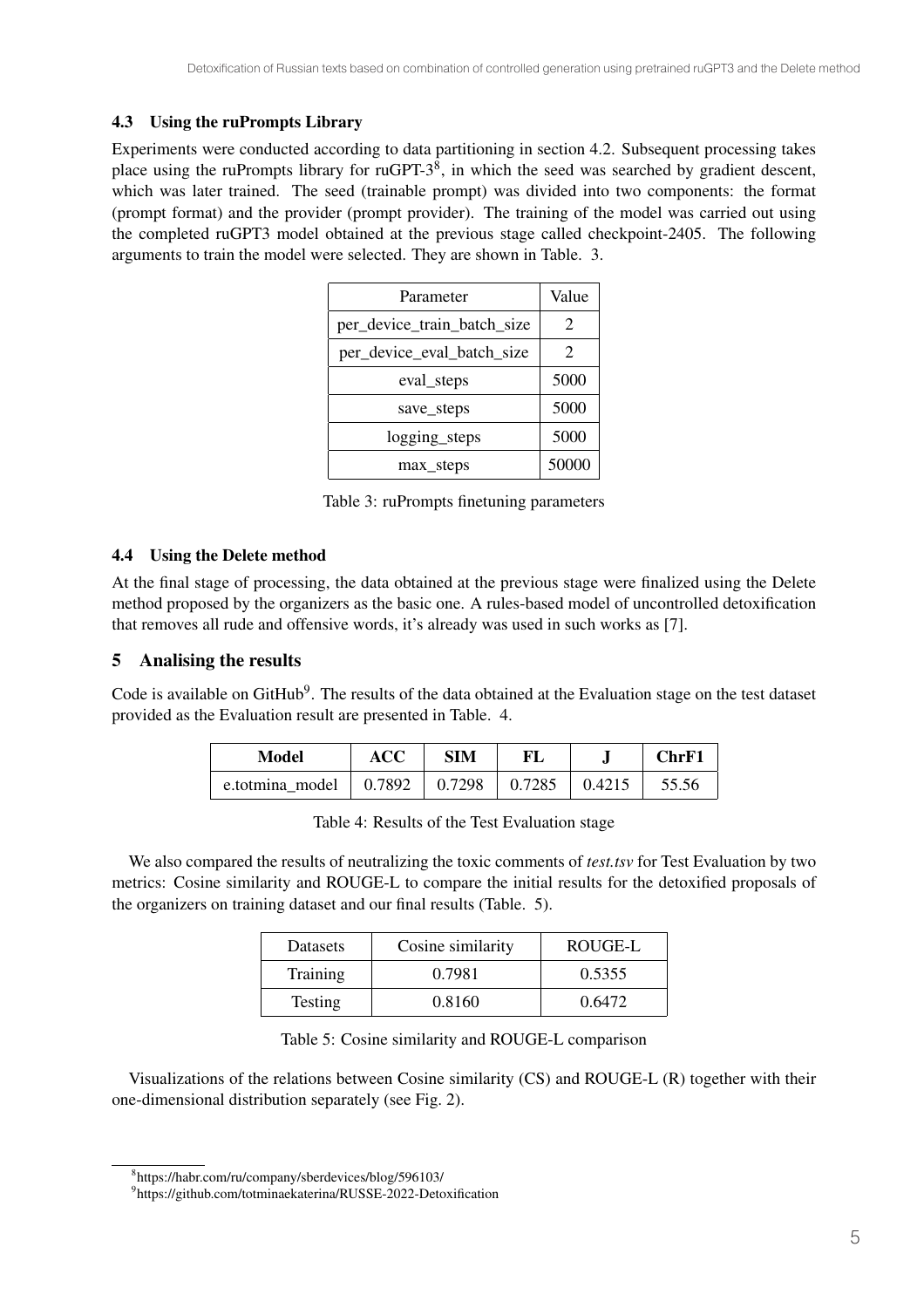### 4.3 Using the ruPrompts Library

Experiments were conducted according to data partitioning in section 4.2. Subsequent processing takes place using the ruPrompts library for ruGPT-3[8], in which the seed was searched by gradient descent, which was later trained. The seed (trainable prompt) was divided into two components: the format (prompt format) and the provider (prompt provider). The training of the model was carried out using the completed ruGPT3 model obtained at the previous stage called checkpoint-2405. The following arguments to train the model were selected. They are shown in Table. 3.

| Parameter | Value |
|---|---|
| per_device_train_batch_size | 2 |
| per_device_eval_batch_size | 2 |
| eval_steps | 5000 |
| save_steps | 5000 |
| logging_steps | 5000 |
| max_steps | 50000 |

Table 3: ruPrompts finetuning parameters

### 4.4 Using the Delete method

At the final stage of processing, the data obtained at the previous stage were finalized using the Delete method proposed by the organizers as the basic one. A rules-based model of uncontrolled detoxification that removes all rude and offensive words, it's already was used in such works as [7].

## 5 Analising the results

Code is available on GitHub[9]. The results of the data obtained at the Evaluation stage on the test dataset provided as the Evaluation result are presented in Table. 4.

| **Model** | **ACC** | **SIM** | **FL** | **J** | **ChrF1** |
|---|---|---|---|---|---|
| e.totmina_model | 0.7892 | 0.7298 | 0.7285 | 0.4215 | 55.56 |

Table 4: Results of the Test Evaluation stage

We also compared the results of neutralizing the toxic comments of *test.tsv* for Test Evaluation by two metrics: Cosine similarity and ROUGE-L to compare the initial results for the detoxified proposals of the organizers on training dataset and our final results (Table. 5).

| Datasets | Cosine similarity | ROUGE-L |
|---|---|---|
| Training | 0.7981 | 0.5355 |
| Testing | 0.8160 | 0.6472 |

Table 5: Cosine similarity and ROUGE-L comparison

Visualizations of the relations between Cosine similarity (CS) and ROUGE-L (R) together with their one-dimensional distribution separately (see Fig. 2).

---

[8] https://habr.com/ru/company/sberdevices/blog/596103/

[9] https://github.com/totminaekaterina/RUSSE-2022-Detoxification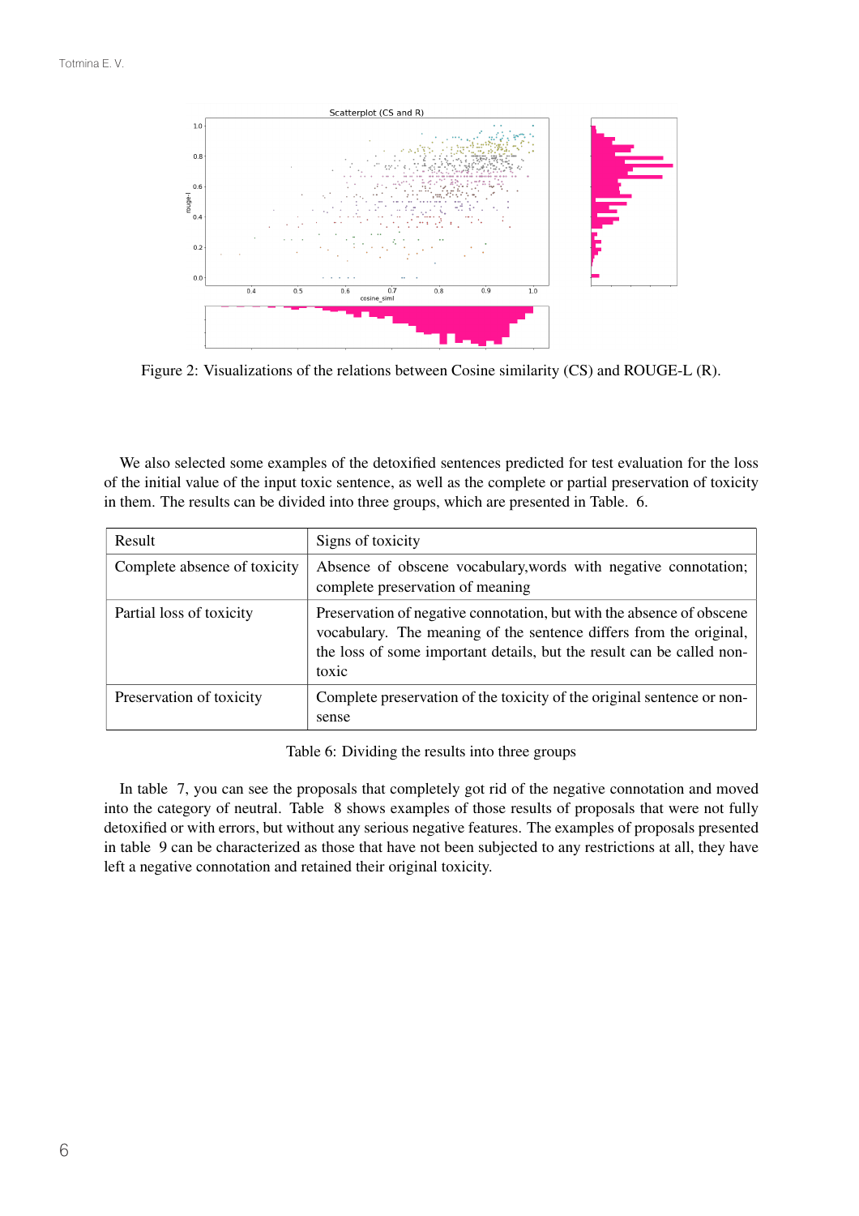Figure 2: Visualizations of the relations between Cosine similarity (CS) and ROUGE-L (R).

We also selected some examples of the detoxified sentences predicted for test evaluation for the loss of the initial value of the input toxic sentence, as well as the complete or partial preservation of toxicity in them. The results can be divided into three groups, which are presented in Table. 6.

| Result | Signs of toxicity |
|---|---|
| Complete absence of toxicity | Absence of obscene vocabulary,words with negative connotation; complete preservation of meaning |
| Partial loss of toxicity | Preservation of negative connotation, but with the absence of obscene vocabulary. The meaning of the sentence differs from the original, the loss of some important details, but the result can be called non-toxic |
| Preservation of toxicity | Complete preservation of the toxicity of the original sentence or non-sense |

Table 6: Dividing the results into three groups

In table 7, you can see the proposals that completely got rid of the negative connotation and moved into the category of neutral. Table 8 shows examples of those results of proposals that were not fully detoxified or with errors, but without any serious negative features. The examples of proposals presented in table 9 can be characterized as those that have not been subjected to any restrictions at all, they have left a negative connotation and retained their original toxicity.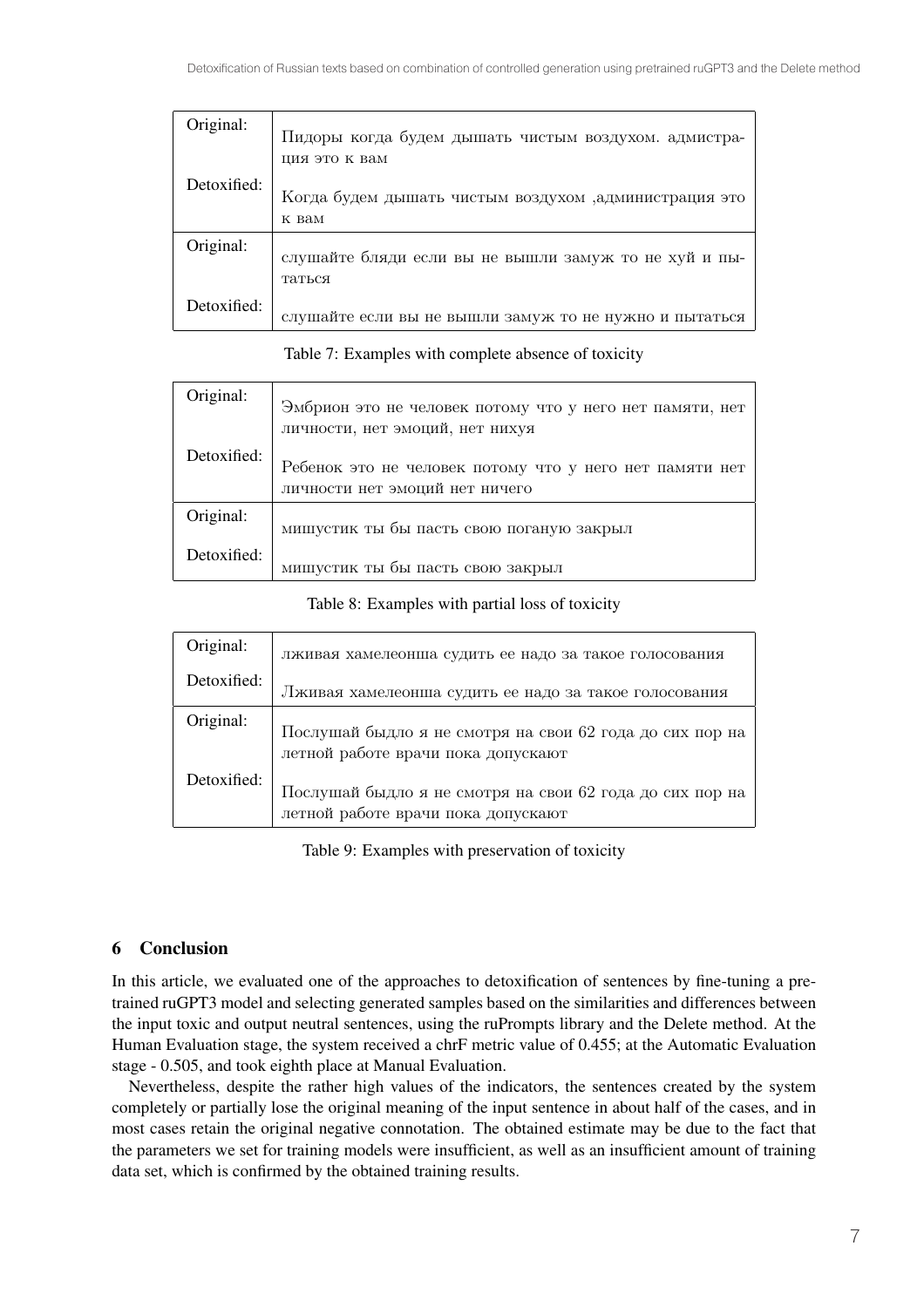| Original: | Пидоры когда будем дышать чистым воздухом. адмистрация это к вам |
| --- | --- |
| Detoxified: | Когда будем дышать чистым воздухом ,администрация это к вам |
| Original: | слушайте бляди если вы не вышли замуж то не хуй и пытаться |
| Detoxified: | слушайте если вы не вышли замуж то не нужно и пытаться |

Table 7: Examples with complete absence of toxicity

| Original: | Эмбрион это не человек потому что у него нет памяти, нет личности, нет эмоций, нет нихуя |
| --- | --- |
| Detoxified: | Ребенок это не человек потому что у него нет памяти нет личности нет эмоций нет ничего |
| Original: | мишустик ты бы пасть свою поганую закрыл |
| Detoxified: | мишустик ты бы пасть свою закрыл |

Table 8: Examples with partial loss of toxicity

| Original: | лживая хамелеонша судить ее надо за такое голосования |
| --- | --- |
| Detoxified: | Лживая хамелеонша судить ее надо за такое голосования |
| Original: | Послушай быдло я не смотря на свои 62 года до сих пор на летной работе врачи пока допускают |
| Detoxified: | Послушай быдло я не смотря на свои 62 года до сих пор на летной работе врачи пока допускают |

Table 9: Examples with preservation of toxicity

## 6 Conclusion

In this article, we evaluated one of the approaches to detoxification of sentences by fine-tuning a pre-trained ruGPT3 model and selecting generated samples based on the similarities and differences between the input toxic and output neutral sentences, using the ruPrompts library and the Delete method. At the Human Evaluation stage, the system received a chrF metric value of 0.455; at the Automatic Evaluation stage - 0.505, and took eighth place at Manual Evaluation.

Nevertheless, despite the rather high values of the indicators, the sentences created by the system completely or partially lose the original meaning of the input sentence in about half of the cases, and in most cases retain the original negative connotation. The obtained estimate may be due to the fact that the parameters we set for training models were insufficient, as well as an insufficient amount of training data set, which is confirmed by the obtained training results.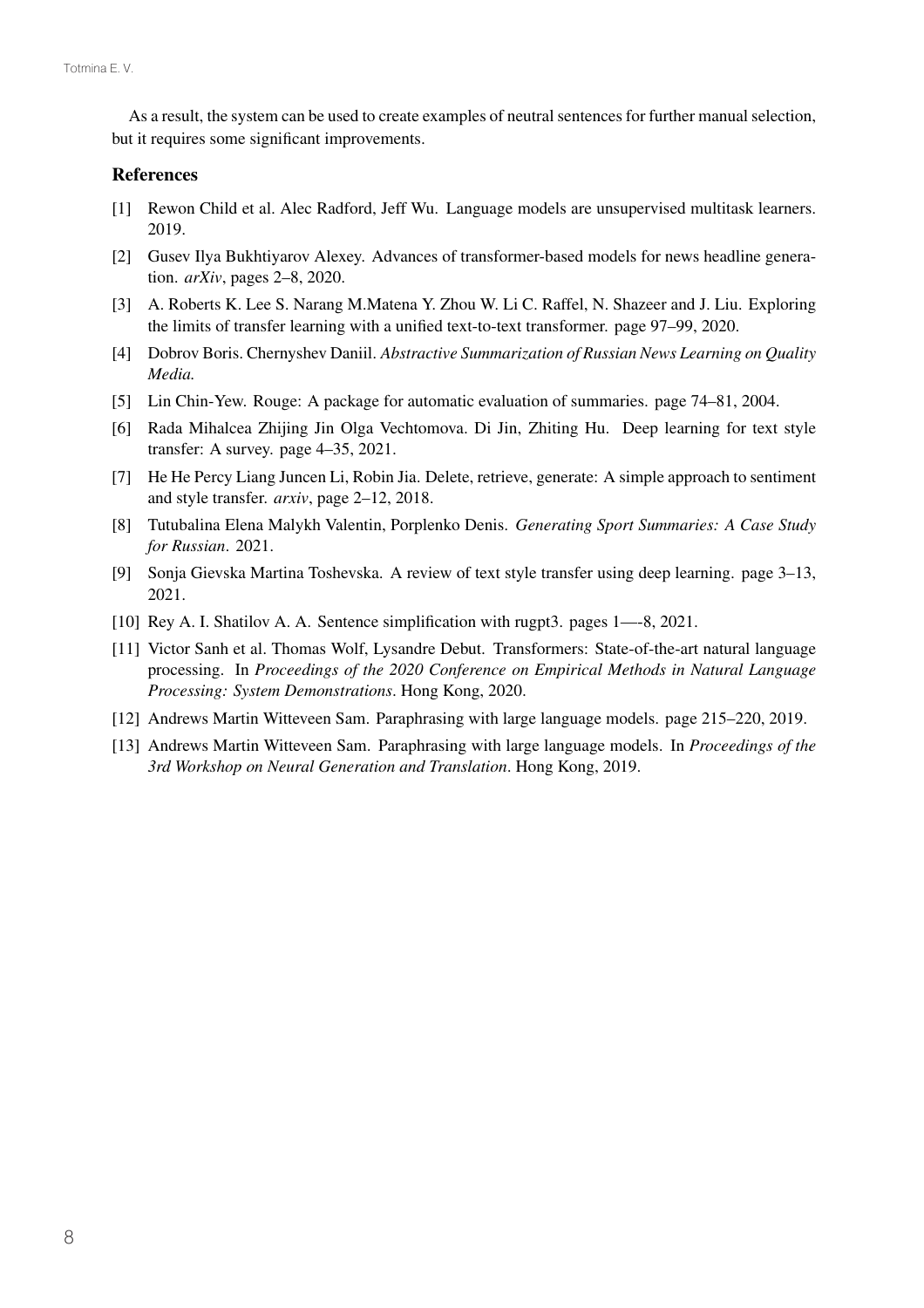As a result, the system can be used to create examples of neutral sentences for further manual selection, but it requires some significant improvements.

## References

[1] Rewon Child et al. Alec Radford, Jeff Wu. Language models are unsupervised multitask learners. 2019.

[2] Gusev Ilya Bukhtiyarov Alexey. Advances of transformer-based models for news headline generation. *arXiv*, pages 2–8, 2020.

[3] A. Roberts K. Lee S. Narang M.Matena Y. Zhou W. Li C. Raffel, N. Shazeer and J. Liu. Exploring the limits of transfer learning with a unified text-to-text transformer. page 97–99, 2020.

[4] Dobrov Boris. Chernyshev Daniil. *Abstractive Summarization of Russian News Learning on Quality Media.*

[5] Lin Chin-Yew. Rouge: A package for automatic evaluation of summaries. page 74–81, 2004.

[6] Rada Mihalcea Zhijing Jin Olga Vechtomova. Di Jin, Zhiting Hu. Deep learning for text style transfer: A survey. page 4–35, 2021.

[7] He He Percy Liang Juncen Li, Robin Jia. Delete, retrieve, generate: A simple approach to sentiment and style transfer. *arxiv*, page 2–12, 2018.

[8] Tutubalina Elena Malykh Valentin, Porplenko Denis. *Generating Sport Summaries: A Case Study for Russian*. 2021.

[9] Sonja Gievska Martina Toshevska. A review of text style transfer using deep learning. page 3–13, 2021.

[10] Rey A. I. Shatilov A. A. Sentence simplification with rugpt3. pages 1—-8, 2021.

[11] Victor Sanh et al. Thomas Wolf, Lysandre Debut. Transformers: State-of-the-art natural language processing. In *Proceedings of the 2020 Conference on Empirical Methods in Natural Language Processing: System Demonstrations*. Hong Kong, 2020.

[12] Andrews Martin Witteveen Sam. Paraphrasing with large language models. page 215–220, 2019.

[13] Andrews Martin Witteveen Sam. Paraphrasing with large language models. In *Proceedings of the 3rd Workshop on Neural Generation and Translation*. Hong Kong, 2019.